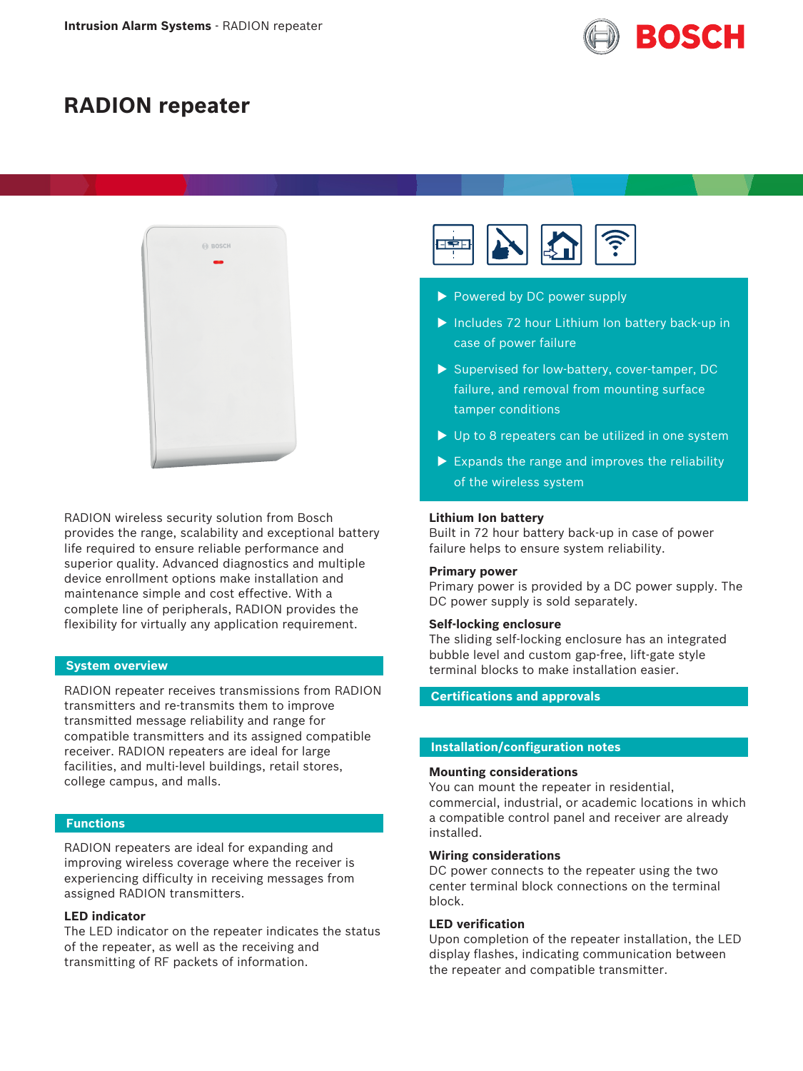# RADION repeater

- Powered by DC power supply
- Includes 72 hour Lithium Ion battery back-up in case of power failure
- Supervised for low-battery, cover-tamper, DC failure, and removal from mounting surface tamper conditions
- Up to 8 repeaters can be utilized in one system
- Expands the range and improves the reliability of the wireless system

RADION wireless security solution from Bosch provides the range, scalability and exceptional battery life required to ensure reliable performance and superior quality. Advanced diagnostics and multiple device enrollment options make installation and maintenance simple and cost effective. With a complete line of peripherals, RADION provides the flexibility for virtually any application requirement.

## System overview

RADION repeater receives transmissions from RADION transmitters and re-transmits them to improve transmitted message reliability and range for compatible transmitters and its assigned compatible receiver. RADION repeaters are ideal for large facilities, and multi-level buildings, retail stores, college campus, and malls.

## Functions

RADION repeaters are ideal for expanding and improving wireless coverage where the receiver is experiencing difficulty in receiving messages from assigned RADION transmitters.

### LED indicator

The LED indicator on the repeater indicates the status of the repeater, as well as the receiving and transmitting of RF packets of information.

### Lithium Ion battery

Built in 72 hour battery back-up in case of power failure helps to ensure system reliability.

### Primary power

Primary power is provided by a DC power supply. The DC power supply is sold separately.

### Self-locking enclosure

The sliding self-locking enclosure has an integrated bubble level and custom gap-free, lift-gate style terminal blocks to make installation easier.

## Certifications and approvals

## Installation/configuration notes

### Mounting considerations

You can mount the repeater in residential, commercial, industrial, or academic locations in which a compatible control panel and receiver are already installed.

### Wiring considerations

DC power connects to the repeater using the two center terminal block connections on the terminal block.

### LED verification

Upon completion of the repeater installation, the LED display flashes, indicating communication between the repeater and compatible transmitter.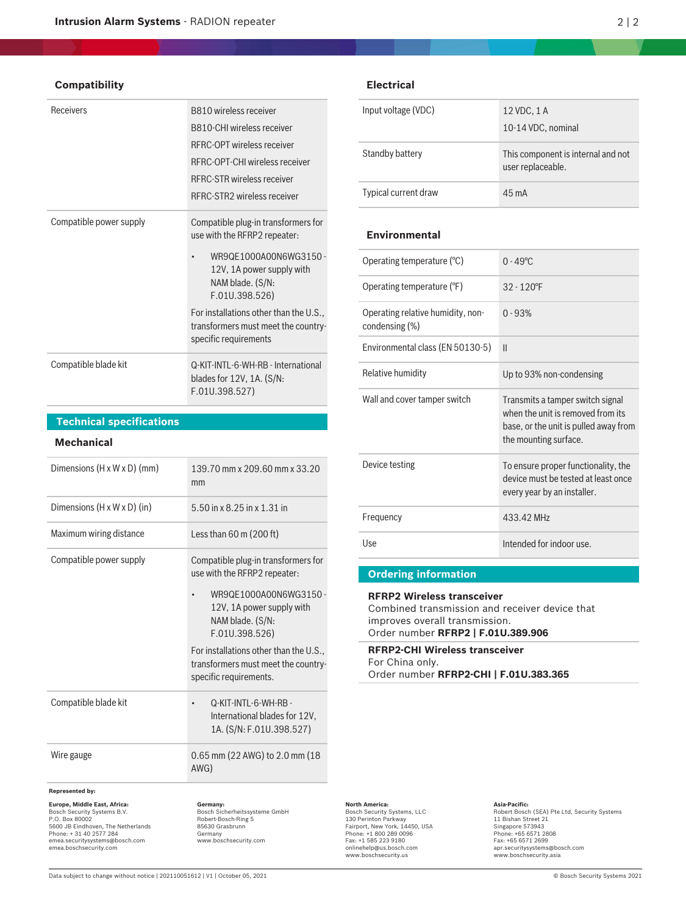## Compatibility

| | |
|---|---|
| Receivers | B810 wireless receiver<br>B810-CHI wireless receiver<br>RFRC-OPT wireless receiver<br>RFRC-OPT-CHI wireless receiver<br>RFRC-STR wireless receiver<br>RFRC-STR2 wireless receiver |
| Compatible power supply | Compatible plug-in transformers for use with the RFRP2 repeater:<br>• WR9QE1000A00N6WG3150 - 12V, 1A power supply with NAM blade. (S/N: F.01U.398.526)<br>For installations other than the U.S., transformers must meet the country-specific requirements |
| Compatible blade kit | Q-KIT-INTL-6-WH-RB - International blades for 12V, 1A. (S/N: F.01U.398.527) |

## Technical specifications

### Mechanical

| | |
|---|---|
| Dimensions (H x W x D) (mm) | 139.70 mm x 209.60 mm x 33.20 mm |
| Dimensions (H x W x D) (in) | 5.50 in x 8.25 in x 1.31 in |
| Maximum wiring distance | Less than 60 m (200 ft) |
| Compatible power supply | Compatible plug-in transformers for use with the RFRP2 repeater:<br>• WR9QE1000A00N6WG3150 - 12V, 1A power supply with NAM blade. (S/N: F.01U.398.526)<br>For installations other than the U.S., transformers must meet the country-specific requirements. |
| Compatible blade kit | • Q-KIT-INTL-6-WH-RB - International blades for 12V, 1A. (S/N: F.01U.398.527) |
| Wire gauge | 0.65 mm (22 AWG) to 2.0 mm (18 AWG) |

### Electrical

| | |
|---|---|
| Input voltage (VDC) | 12 VDC, 1 A<br>10-14 VDC, nominal |
| Standby battery | This component is internal and not user replaceable. |
| Typical current draw | 45 mA |

### Environmental

| | |
|---|---|
| Operating temperature (°C) | 0 - 49°C |
| Operating temperature (°F) | 32 - 120°F |
| Operating relative humidity, non-condensing (%) | 0 - 93% |
| Environmental class (EN 50130-5) | II |
| Relative humidity | Up to 93% non-condensing |
| Wall and cover tamper switch | Transmits a tamper switch signal when the unit is removed from its base, or the unit is pulled away from the mounting surface. |
| Device testing | To ensure proper functionality, the device must be tested at least once every year by an installer. |
| Frequency | 433.42 MHz |
| Use | Intended for indoor use. |

## Ordering information

**RFRP2 Wireless transceiver**
Combined transmission and receiver device that improves overall transmission.
Order number **RFRP2 | F.01U.389.906**

**RFRP2-CHI Wireless transceiver**
For China only.
Order number **RFRP2-CHI | F.01U.383.365**

**Represented by:**

**Europe, Middle East, Africa:**
Bosch Security Systems B.V.
P.O. Box 80002
5600 JB Eindhoven, The Netherlands
Phone: + 31 40 2577 284
emea.securitysystems@bosch.com
emea.boschsecurity.com

**Germany:**
Bosch Sicherheitssysteme GmbH
Robert-Bosch-Ring 5
85630 Grasbrunn
Germany
www.boschsecurity.com

**North America:**
Bosch Security Systems, LLC
130 Perinton Parkway
Fairport, New York, 14450, USA
Phone: +1 800 289 0096
Fax: +1 585 223 9180
onlinehelp@us.bosch.com
www.boschsecurity.us

**Asia-Pacific:**
Robert Bosch (SEA) Pte Ltd, Security Systems
11 Bishan Street 21
Singapore 573943
Phone: +65 6571 2808
Fax: +65 6571 2699
apr.securitysystems@bosch.com
www.boschsecurity.asia

Data subject to change without notice | 202110051612 | V1 | October 05, 2021

© Bosch Security Systems 2021